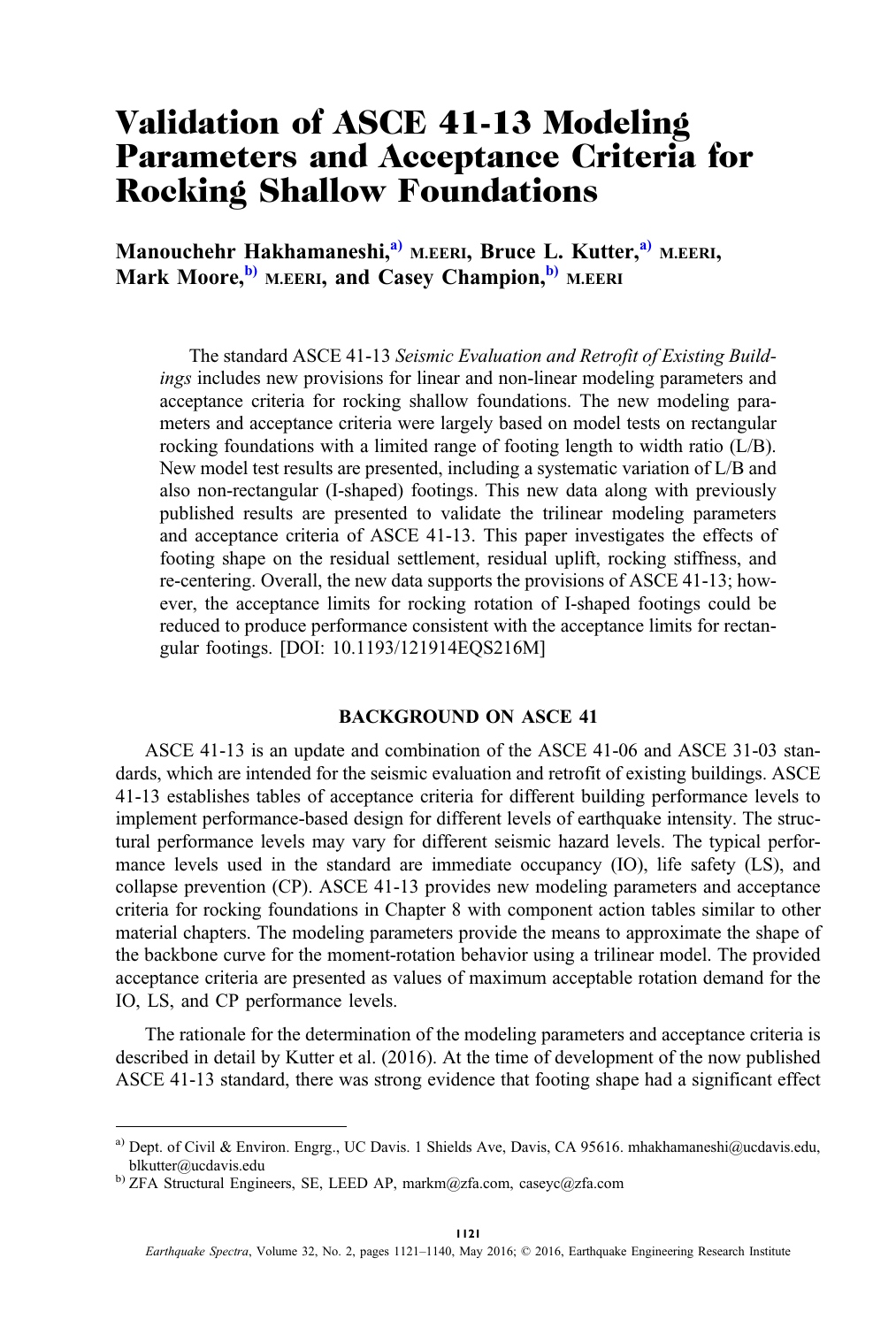# Validation of ASCE 41-13 Modeling Parameters and Acceptance Criteria for Rocking Shallow Foundations

**Manouchehr Hakhamaneshi,[a)] M.EERI, Bruce L. Kutter,[a)] M.EERI, Mark Moore,[b)] M.EERI, and Casey Champion,[b)] M.EERI**

The standard ASCE 41-13 *Seismic Evaluation and Retrofit of Existing Buildings* includes new provisions for linear and non-linear modeling parameters and acceptance criteria for rocking shallow foundations. The new modeling parameters and acceptance criteria were largely based on model tests on rectangular rocking foundations with a limited range of footing length to width ratio (L/B). New model test results are presented, including a systematic variation of L/B and also non-rectangular (I-shaped) footings. This new data along with previously published results are presented to validate the trilinear modeling parameters and acceptance criteria of ASCE 41-13. This paper investigates the effects of footing shape on the residual settlement, residual uplift, rocking stiffness, and re-centering. Overall, the new data supports the provisions of ASCE 41-13; however, the acceptance limits for rocking rotation of I-shaped footings could be reduced to produce performance consistent with the acceptance limits for rectangular footings. [DOI: 10.1193/121914EQS216M]

## BACKGROUND ON ASCE 41

ASCE 41-13 is an update and combination of the ASCE 41-06 and ASCE 31-03 standards, which are intended for the seismic evaluation and retrofit of existing buildings. ASCE 41-13 establishes tables of acceptance criteria for different building performance levels to implement performance-based design for different levels of earthquake intensity. The structural performance levels may vary for different seismic hazard levels. The typical performance levels used in the standard are immediate occupancy (IO), life safety (LS), and collapse prevention (CP). ASCE 41-13 provides new modeling parameters and acceptance criteria for rocking foundations in Chapter 8 with component action tables similar to other material chapters. The modeling parameters provide the means to approximate the shape of the backbone curve for the moment-rotation behavior using a trilinear model. The provided acceptance criteria are presented as values of maximum acceptable rotation demand for the IO, LS, and CP performance levels.

The rationale for the determination of the modeling parameters and acceptance criteria is described in detail by Kutter et al. (2016). At the time of development of the now published ASCE 41-13 standard, there was strong evidence that footing shape had a significant effect

---

a) Dept. of Civil & Environ. Engrg., UC Davis. 1 Shields Ave, Davis, CA 95616. mhakhamaneshi@ucdavis.edu, blkutter@ucdavis.edu

b) ZFA Structural Engineers, SE, LEED AP, markm@zfa.com, caseyc@zfa.com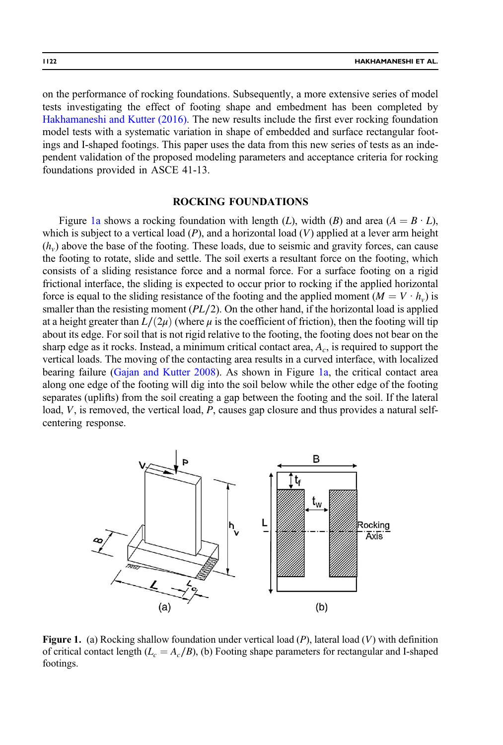on the performance of rocking foundations. Subsequently, a more extensive series of model tests investigating the effect of footing shape and embedment has been completed by Hakhamaneshi and Kutter (2016). The new results include the first ever rocking foundation model tests with a systematic variation in shape of embedded and surface rectangular footings and I-shaped footings. This paper uses the data from this new series of tests as an independent validation of the proposed modeling parameters and acceptance criteria for rocking foundations provided in ASCE 41-13.

## ROCKING FOUNDATIONS

Figure 1a shows a rocking foundation with length ($L$), width ($B$) and area ($A = B \cdot L$), which is subject to a vertical load ($P$), and a horizontal load ($V$) applied at a lever arm height ($h_v$) above the base of the footing. These loads, due to seismic and gravity forces, can cause the footing to rotate, slide and settle. The soil exerts a resultant force on the footing, which consists of a sliding resistance force and a normal force. For a surface footing on a rigid frictional interface, the sliding is expected to occur prior to rocking if the applied horizontal force is equal to the sliding resistance of the footing and the applied moment ($M = V \cdot h_v$) is smaller than the resisting moment ($PL/2$). On the other hand, if the horizontal load is applied at a height greater than $L/(2\mu)$ (where $\mu$ is the coefficient of friction), then the footing will tip about its edge. For soil that is not rigid relative to the footing, the footing does not bear on the sharp edge as it rocks. Instead, a minimum critical contact area, $A_c$, is required to support the vertical loads. The moving of the contacting area results in a curved interface, with localized bearing failure (Gajan and Kutter 2008). As shown in Figure 1a, the critical contact area along one edge of the footing will dig into the soil below while the other edge of the footing separates (uplifts) from the soil creating a gap between the footing and the soil. If the lateral load, $V$, is removed, the vertical load, $P$, causes gap closure and thus provides a natural self-centering response.

**Figure 1.** (a) Rocking shallow foundation under vertical load ($P$), lateral load ($V$) with definition of critical contact length ($L_c = A_c/B$), (b) Footing shape parameters for rectangular and I-shaped footings.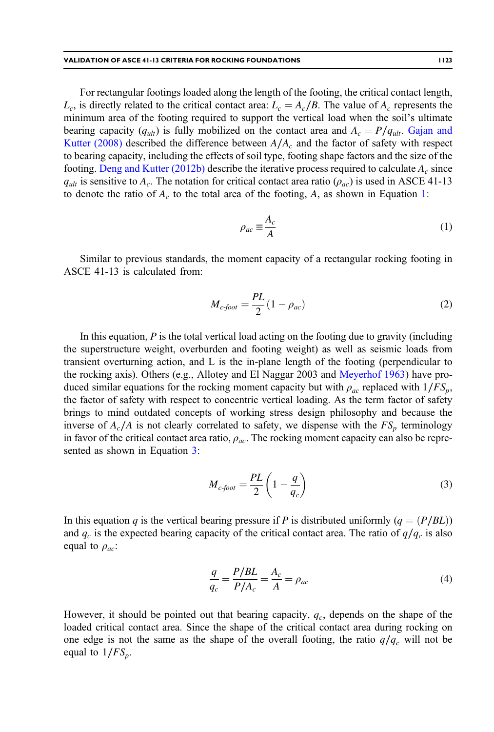For rectangular footings loaded along the length of the footing, the critical contact length, $L_c$, is directly related to the critical contact area: $L_c = A_c/B$. The value of $A_c$ represents the minimum area of the footing required to support the vertical load when the soil's ultimate bearing capacity ($q_{ult}$) is fully mobilized on the contact area and $A_c = P/q_{ult}$. Gajan and Kutter (2008) described the difference between $A/A_c$ and the factor of safety with respect to bearing capacity, including the effects of soil type, footing shape factors and the size of the footing. Deng and Kutter (2012b) describe the iterative process required to calculate $A_c$ since $q_{ult}$ is sensitive to $A_c$. The notation for critical contact area ratio ($\rho_{ac}$) is used in ASCE 41-13 to denote the ratio of $A_c$ to the total area of the footing, $A$, as shown in Equation 1:

$$\rho_{ac} \equiv \frac{A_c}{A} \tag{1}$$

Similar to previous standards, the moment capacity of a rectangular rocking footing in ASCE 41-13 is calculated from:

$$M_{c\text{-}foot} = \frac{PL}{2}(1 - \rho_{ac}) \tag{2}$$

In this equation, $P$ is the total vertical load acting on the footing due to gravity (including the superstructure weight, overburden and footing weight) as well as seismic loads from transient overturning action, and L is the in-plane length of the footing (perpendicular to the rocking axis). Others (e.g., Allotey and El Naggar 2003 and Meyerhof 1963) have produced similar equations for the rocking moment capacity but with $\rho_{ac}$ replaced with $1/FS_p$, the factor of safety with respect to concentric vertical loading. As the term factor of safety brings to mind outdated concepts of working stress design philosophy and because the inverse of $A_c/A$ is not clearly correlated to safety, we dispense with the $FS_p$ terminology in favor of the critical contact area ratio, $\rho_{ac}$. The rocking moment capacity can also be represented as shown in Equation 3:

$$M_{c\text{-}foot} = \frac{PL}{2}\left(1 - \frac{q}{q_c}\right) \tag{3}$$

In this equation $q$ is the vertical bearing pressure if $P$ is distributed uniformly ($q = (P/BL)$) and $q_c$ is the expected bearing capacity of the critical contact area. The ratio of $q/q_c$ is also equal to $\rho_{ac}$:

$$\frac{q}{q_c} = \frac{P/BL}{P/A_c} = \frac{A_c}{A} = \rho_{ac} \tag{4}$$

However, it should be pointed out that bearing capacity, $q_c$, depends on the shape of the loaded critical contact area. Since the shape of the critical contact area during rocking on one edge is not the same as the shape of the overall footing, the ratio $q/q_c$ will not be equal to $1/FS_p$.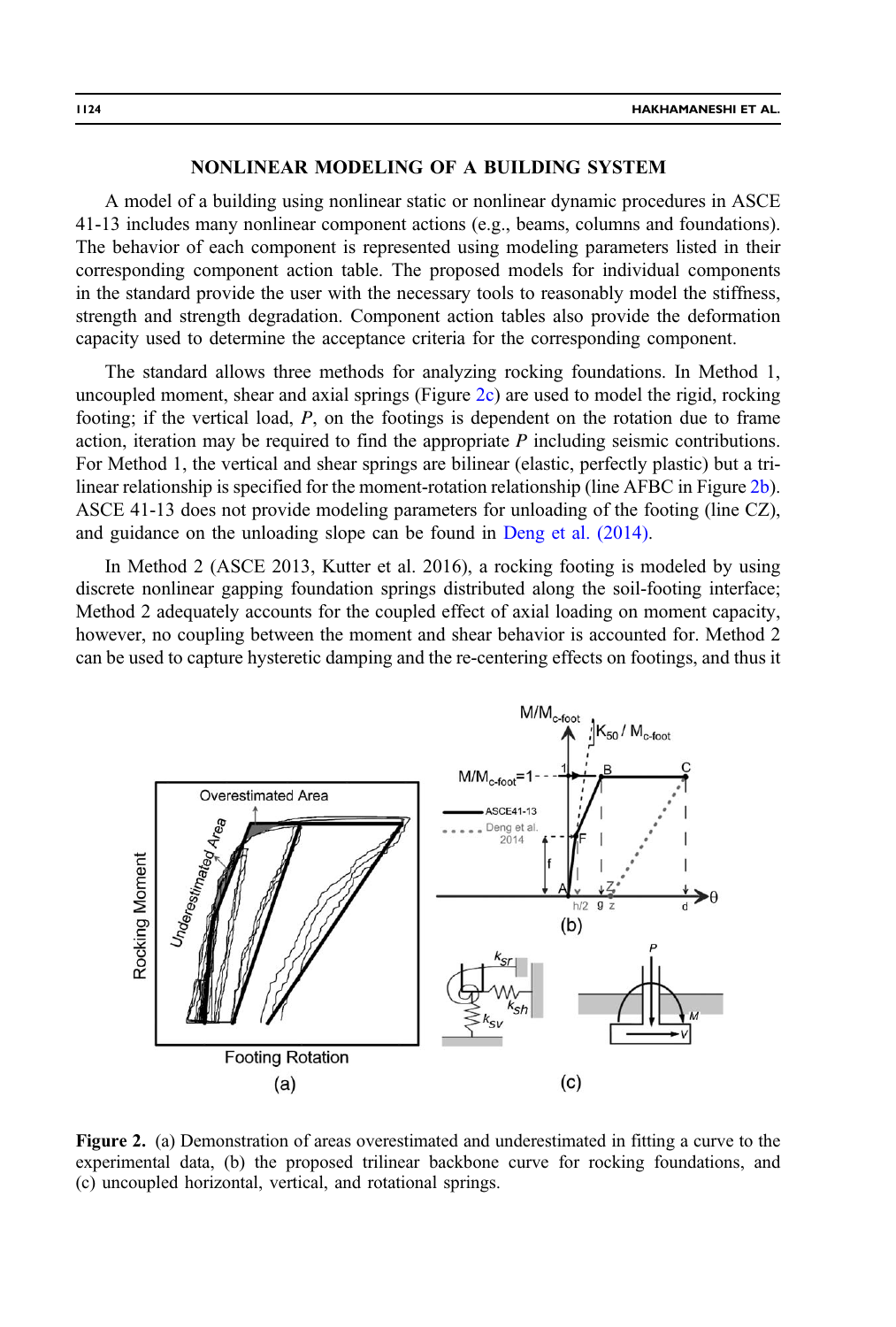## NONLINEAR MODELING OF A BUILDING SYSTEM

A model of a building using nonlinear static or nonlinear dynamic procedures in ASCE 41-13 includes many nonlinear component actions (e.g., beams, columns and foundations). The behavior of each component is represented using modeling parameters listed in their corresponding component action table. The proposed models for individual components in the standard provide the user with the necessary tools to reasonably model the stiffness, strength and strength degradation. Component action tables also provide the deformation capacity used to determine the acceptance criteria for the corresponding component.

The standard allows three methods for analyzing rocking foundations. In Method 1, uncoupled moment, shear and axial springs (Figure 2c) are used to model the rigid, rocking footing; if the vertical load, $P$, on the footings is dependent on the rotation due to frame action, iteration may be required to find the appropriate $P$ including seismic contributions. For Method 1, the vertical and shear springs are bilinear (elastic, perfectly plastic) but a tri-linear relationship is specified for the moment-rotation relationship (line AFBC in Figure 2b). ASCE 41-13 does not provide modeling parameters for unloading of the footing (line CZ), and guidance on the unloading slope can be found in Deng et al. (2014).

In Method 2 (ASCE 2013, Kutter et al. 2016), a rocking footing is modeled by using discrete nonlinear gapping foundation springs distributed along the soil-footing interface; Method 2 adequately accounts for the coupled effect of axial loading on moment capacity, however, no coupling between the moment and shear behavior is accounted for. Method 2 can be used to capture hysteretic damping and the re-centering effects on footings, and thus it

**Figure 2.** (a) Demonstration of areas overestimated and underestimated in fitting a curve to the experimental data, (b) the proposed trilinear backbone curve for rocking foundations, and (c) uncoupled horizontal, vertical, and rotational springs.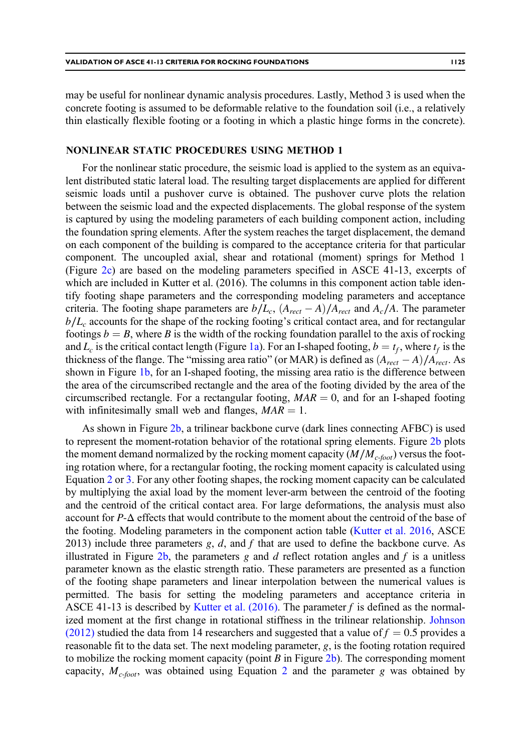may be useful for nonlinear dynamic analysis procedures. Lastly, Method 3 is used when the concrete footing is assumed to be deformable relative to the foundation soil (i.e., a relatively thin elastically flexible footing or a footing in which a plastic hinge forms in the concrete).

## NONLINEAR STATIC PROCEDURES USING METHOD 1

For the nonlinear static procedure, the seismic load is applied to the system as an equivalent distributed static lateral load. The resulting target displacements are applied for different seismic loads until a pushover curve is obtained. The pushover curve plots the relation between the seismic load and the expected displacements. The global response of the system is captured by using the modeling parameters of each building component action, including the foundation spring elements. After the system reaches the target displacement, the demand on each component of the building is compared to the acceptance criteria for that particular component. The uncoupled axial, shear and rotational (moment) springs for Method 1 (Figure 2c) are based on the modeling parameters specified in ASCE 41-13, excerpts of which are included in Kutter et al. (2016). The columns in this component action table identify footing shape parameters and the corresponding modeling parameters and acceptance criteria. The footing shape parameters are $b/L_c$, $(A_{rect} - A)/A_{rect}$ and $A_c/A$. The parameter $b/L_c$ accounts for the shape of the rocking footing's critical contact area, and for rectangular footings $b = B$, where $B$ is the width of the rocking foundation parallel to the axis of rocking and $L_c$ is the critical contact length (Figure 1a). For an I-shaped footing, $b = t_f$, where $t_f$ is the thickness of the flange. The "missing area ratio" (or MAR) is defined as $(A_{rect} - A)/A_{rect}$. As shown in Figure 1b, for an I-shaped footing, the missing area ratio is the difference between the area of the circumscribed rectangle and the area of the footing divided by the area of the circumscribed rectangle. For a rectangular footing, $MAR = 0$, and for an I-shaped footing with infinitesimally small web and flanges, $MAR = 1$.

As shown in Figure 2b, a trilinear backbone curve (dark lines connecting AFBC) is used to represent the moment-rotation behavior of the rotational spring elements. Figure 2b plots the moment demand normalized by the rocking moment capacity ($M/M_{c\text{-}foot}$) versus the footing rotation where, for a rectangular footing, the rocking moment capacity is calculated using Equation 2 or 3. For any other footing shapes, the rocking moment capacity can be calculated by multiplying the axial load by the moment lever-arm between the centroid of the footing and the centroid of the critical contact area. For large deformations, the analysis must also account for $P$-$\Delta$ effects that would contribute to the moment about the centroid of the base of the footing. Modeling parameters in the component action table (Kutter et al. 2016, ASCE 2013) include three parameters $g$, $d$, and $f$ that are used to define the backbone curve. As illustrated in Figure 2b, the parameters $g$ and $d$ reflect rotation angles and $f$ is a unitless parameter known as the elastic strength ratio. These parameters are presented as a function of the footing shape parameters and linear interpolation between the numerical values is permitted. The basis for setting the modeling parameters and acceptance criteria in ASCE 41-13 is described by Kutter et al. (2016). The parameter $f$ is defined as the normalized moment at the first change in rotational stiffness in the trilinear relationship. Johnson (2012) studied the data from 14 researchers and suggested that a value of $f = 0.5$ provides a reasonable fit to the data set. The next modeling parameter, $g$, is the footing rotation required to mobilize the rocking moment capacity (point $B$ in Figure 2b). The corresponding moment capacity, $M_{c\text{-}foot}$, was obtained using Equation 2 and the parameter $g$ was obtained by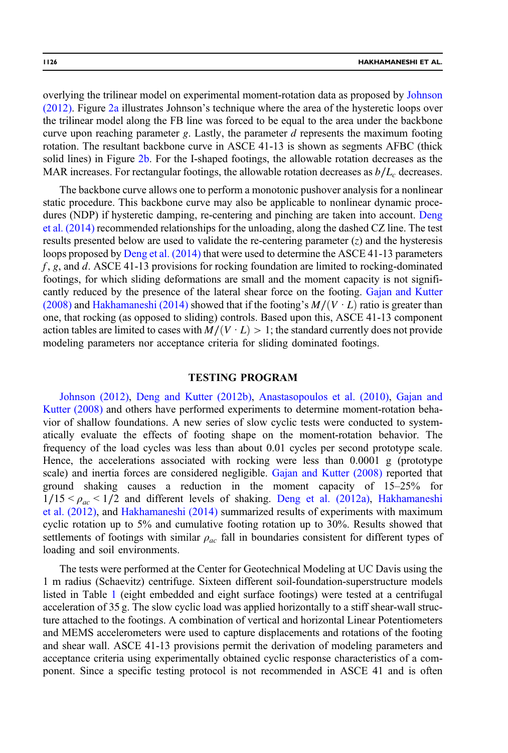overlying the trilinear model on experimental moment-rotation data as proposed by Johnson (2012). Figure 2a illustrates Johnson's technique where the area of the hysteretic loops over the trilinear model along the FB line was forced to be equal to the area under the backbone curve upon reaching parameter $g$. Lastly, the parameter $d$ represents the maximum footing rotation. The resultant backbone curve in ASCE 41-13 is shown as segments AFBC (thick solid lines) in Figure 2b. For the I-shaped footings, the allowable rotation decreases as the MAR increases. For rectangular footings, the allowable rotation decreases as $b/L_c$ decreases.

The backbone curve allows one to perform a monotonic pushover analysis for a nonlinear static procedure. This backbone curve may also be applicable to nonlinear dynamic procedures (NDP) if hysteretic damping, re-centering and pinching are taken into account. Deng et al. (2014) recommended relationships for the unloading, along the dashed CZ line. The test results presented below are used to validate the re-centering parameter ($z$) and the hysteresis loops proposed by Deng et al. (2014) that were used to determine the ASCE 41-13 parameters $f$, $g$, and $d$. ASCE 41-13 provisions for rocking foundation are limited to rocking-dominated footings, for which sliding deformations are small and the moment capacity is not significantly reduced by the presence of the lateral shear force on the footing. Gajan and Kutter (2008) and Hakhamaneshi (2014) showed that if the footing's $M/(V \cdot L)$ ratio is greater than one, that rocking (as opposed to sliding) controls. Based upon this, ASCE 41-13 component action tables are limited to cases with $M/(V \cdot L) > 1$; the standard currently does not provide modeling parameters nor acceptance criteria for sliding dominated footings.

## TESTING PROGRAM

Johnson (2012), Deng and Kutter (2012b), Anastasopoulos et al. (2010), Gajan and Kutter (2008) and others have performed experiments to determine moment-rotation behavior of shallow foundations. A new series of slow cyclic tests were conducted to systematically evaluate the effects of footing shape on the moment-rotation behavior. The frequency of the load cycles was less than about 0.01 cycles per second prototype scale. Hence, the accelerations associated with rocking were less than 0.0001 g (prototype scale) and inertia forces are considered negligible. Gajan and Kutter (2008) reported that ground shaking causes a reduction in the moment capacity of 15–25% for $1/15 < \rho_{ac} < 1/2$ and different levels of shaking. Deng et al. (2012a), Hakhamaneshi et al. (2012), and Hakhamaneshi (2014) summarized results of experiments with maximum cyclic rotation up to 5% and cumulative footing rotation up to 30%. Results showed that settlements of footings with similar $\rho_{ac}$ fall in boundaries consistent for different types of loading and soil environments.

The tests were performed at the Center for Geotechnical Modeling at UC Davis using the 1 m radius (Schaevitz) centrifuge. Sixteen different soil-foundation-superstructure models listed in Table 1 (eight embedded and eight surface footings) were tested at a centrifugal acceleration of 35 g. The slow cyclic load was applied horizontally to a stiff shear-wall structure attached to the footings. A combination of vertical and horizontal Linear Potentiometers and MEMS accelerometers were used to capture displacements and rotations of the footing and shear wall. ASCE 41-13 provisions permit the derivation of modeling parameters and acceptance criteria using experimentally obtained cyclic response characteristics of a component. Since a specific testing protocol is not recommended in ASCE 41 and is often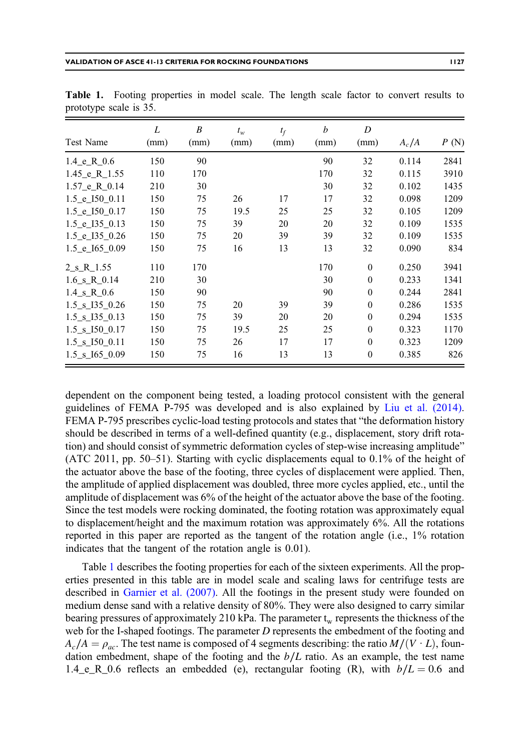**Table 1.** Footing properties in model scale. The length scale factor to convert results to prototype scale is 35.

| Test Name | $L$ (mm) | $B$ (mm) | $t_w$ (mm) | $t_f$ (mm) | $b$ (mm) | $D$ (mm) | $A_c/A$ | $P$ (N) |
|---|---|---|---|---|---|---|---|---|
| 1.4_e_R_0.6 | 150 | 90 | | | 90 | 32 | 0.114 | 2841 |
| 1.45_e_R_1.55 | 110 | 170 | | | 170 | 32 | 0.115 | 3910 |
| 1.57_e_R_0.14 | 210 | 30 | | | 30 | 32 | 0.102 | 1435 |
| 1.5_e_I50_0.11 | 150 | 75 | 26 | 17 | 17 | 32 | 0.098 | 1209 |
| 1.5_e_I50_0.17 | 150 | 75 | 19.5 | 25 | 25 | 32 | 0.105 | 1209 |
| 1.5_e_I35_0.13 | 150 | 75 | 39 | 20 | 20 | 32 | 0.109 | 1535 |
| 1.5_e_I35_0.26 | 150 | 75 | 20 | 39 | 39 | 32 | 0.109 | 1535 |
| 1.5_e_I65_0.09 | 150 | 75 | 16 | 13 | 13 | 32 | 0.090 | 834 |
| 2_s_R_1.55 | 110 | 170 | | | 170 | 0 | 0.250 | 3941 |
| 1.6_s_R_0.14 | 210 | 30 | | | 30 | 0 | 0.233 | 1341 |
| 1.4_s_R_0.6 | 150 | 90 | | | 90 | 0 | 0.244 | 2841 |
| 1.5_s_I35_0.26 | 150 | 75 | 20 | 39 | 39 | 0 | 0.286 | 1535 |
| 1.5_s_I35_0.13 | 150 | 75 | 39 | 20 | 20 | 0 | 0.294 | 1535 |
| 1.5_s_I50_0.17 | 150 | 75 | 19.5 | 25 | 25 | 0 | 0.323 | 1170 |
| 1.5_s_I50_0.11 | 150 | 75 | 26 | 17 | 17 | 0 | 0.323 | 1209 |
| 1.5_s_I65_0.09 | 150 | 75 | 16 | 13 | 13 | 0 | 0.385 | 826 |

dependent on the component being tested, a loading protocol consistent with the general guidelines of FEMA P-795 was developed and is also explained by Liu et al. (2014). FEMA P-795 prescribes cyclic-load testing protocols and states that "the deformation history should be described in terms of a well-defined quantity (e.g., displacement, story drift rotation) and should consist of symmetric deformation cycles of step-wise increasing amplitude" (ATC 2011, pp. 50–51). Starting with cyclic displacements equal to 0.1% of the height of the actuator above the base of the footing, three cycles of displacement were applied. Then, the amplitude of applied displacement was doubled, three more cycles applied, etc., until the amplitude of displacement was 6% of the height of the actuator above the base of the footing. Since the test models were rocking dominated, the footing rotation was approximately equal to displacement/height and the maximum rotation was approximately 6%. All the rotations reported in this paper are reported as the tangent of the rotation angle (i.e., 1% rotation indicates that the tangent of the rotation angle is 0.01).

Table 1 describes the footing properties for each of the sixteen experiments. All the properties presented in this table are in model scale and scaling laws for centrifuge tests are described in Garnier et al. (2007). All the footings in the present study were founded on medium dense sand with a relative density of 80%. They were also designed to carry similar bearing pressures of approximately 210 kPa. The parameter $t_w$ represents the thickness of the web for the I-shaped footings. The parameter $D$ represents the embedment of the footing and $A_c/A = \rho_{ac}$. The test name is composed of 4 segments describing: the ratio $M/(V \cdot L)$, foundation embedment, shape of the footing and the $b/L$ ratio. As an example, the test name 1.4_e_R_0.6 reflects an embedded (e), rectangular footing (R), with $b/L = 0.6$ and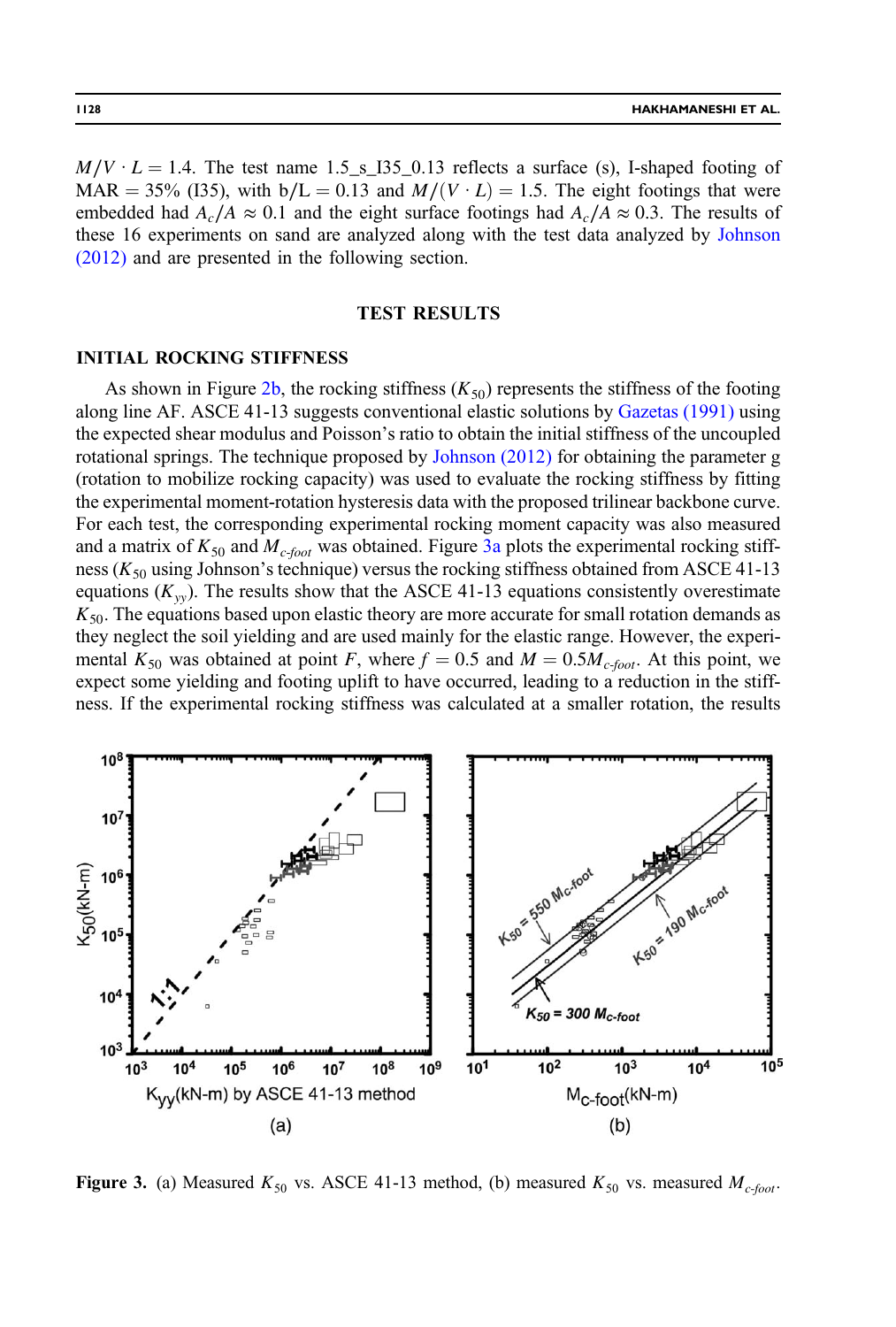$M/V \cdot L = 1.4$. The test name 1.5_s_I35_0.13 reflects a surface (s), I-shaped footing of MAR = 35% (I35), with b/L = 0.13 and $M/(V \cdot L) = 1.5$. The eight footings that were embedded had $A_c/A \approx 0.1$ and the eight surface footings had $A_c/A \approx 0.3$. The results of these 16 experiments on sand are analyzed along with the test data analyzed by Johnson (2012) and are presented in the following section.

## TEST RESULTS

### INITIAL ROCKING STIFFNESS

As shown in Figure 2b, the rocking stiffness ($K_{50}$) represents the stiffness of the footing along line AF. ASCE 41-13 suggests conventional elastic solutions by Gazetas (1991) using the expected shear modulus and Poisson's ratio to obtain the initial stiffness of the uncoupled rotational springs. The technique proposed by Johnson (2012) for obtaining the parameter g (rotation to mobilize rocking capacity) was used to evaluate the rocking stiffness by fitting the experimental moment-rotation hysteresis data with the proposed trilinear backbone curve. For each test, the corresponding experimental rocking moment capacity was also measured and a matrix of $K_{50}$ and $M_{c\text{-}foot}$ was obtained. Figure 3a plots the experimental rocking stiffness ($K_{50}$ using Johnson's technique) versus the rocking stiffness obtained from ASCE 41-13 equations ($K_{yy}$). The results show that the ASCE 41-13 equations consistently overestimate $K_{50}$. The equations based upon elastic theory are more accurate for small rotation demands as they neglect the soil yielding and are used mainly for the elastic range. However, the experimental $K_{50}$ was obtained at point $F$, where $f = 0.5$ and $M = 0.5M_{c\text{-}foot}$. At this point, we expect some yielding and footing uplift to have occurred, leading to a reduction in the stiffness. If the experimental rocking stiffness was calculated at a smaller rotation, the results

**Figure 3.** (a) Measured $K_{50}$ vs. ASCE 41-13 method, (b) measured $K_{50}$ vs. measured $M_{c\text{-}foot}$.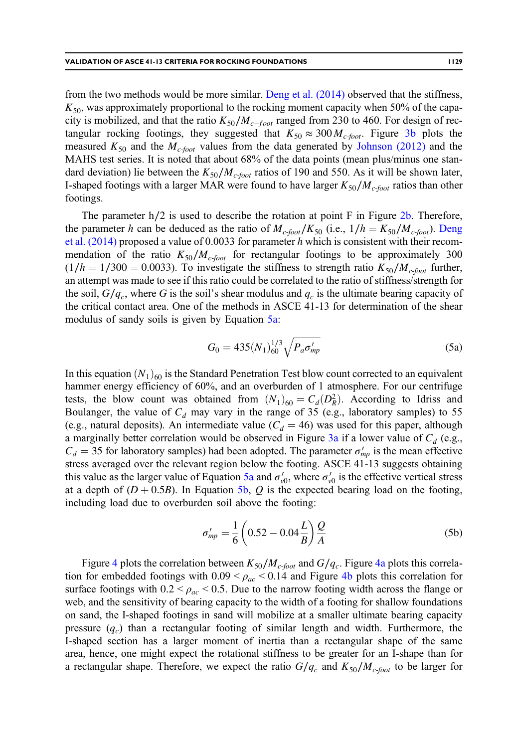from the two methods would be more similar. Deng et al. (2014) observed that the stiffness, $K_{50}$, was approximately proportional to the rocking moment capacity when 50% of the capacity is mobilized, and that the ratio $K_{50}/M_{c-foot}$ ranged from 230 to 460. For design of rectangular rocking footings, they suggested that $K_{50} \approx 300\,M_{c\text{-}foot}$. Figure 3b plots the measured $K_{50}$ and the $M_{c\text{-}foot}$ values from the data generated by Johnson (2012) and the MAHS test series. It is noted that about 68% of the data points (mean plus/minus one standard deviation) lie between the $K_{50}/M_{c\text{-}foot}$ ratios of 190 and 550. As it will be shown later, I-shaped footings with a larger MAR were found to have larger $K_{50}/M_{c\text{-}foot}$ ratios than other footings.

The parameter $h/2$ is used to describe the rotation at point F in Figure 2b. Therefore, the parameter $h$ can be deduced as the ratio of $M_{c\text{-}foot}/K_{50}$ (i.e., $1/h = K_{50}/M_{c\text{-}foot}$). Deng et al. (2014) proposed a value of 0.0033 for parameter $h$ which is consistent with their recommendation of the ratio $K_{50}/M_{c\text{-}foot}$ for rectangular footings to be approximately 300 ($1/h = 1/300 = 0.0033$). To investigate the stiffness to strength ratio $K_{50}/M_{c\text{-}foot}$ further, an attempt was made to see if this ratio could be correlated to the ratio of stiffness/strength for the soil, $G/q_c$, where $G$ is the soil's shear modulus and $q_c$ is the ultimate bearing capacity of the critical contact area. One of the methods in ASCE 41-13 for determination of the shear modulus of sandy soils is given by Equation 5a:

$$G_0 = 435(N_1)_{60}^{1/3}\sqrt{P_a \sigma'_{mp}} \tag{5a}$$

In this equation $(N_1)_{60}$ is the Standard Penetration Test blow count corrected to an equivalent hammer energy efficiency of 60%, and an overburden of 1 atmosphere. For our centrifuge tests, the blow count was obtained from $(N_1)_{60} = C_d(D_R^2)$. According to Idriss and Boulanger, the value of $C_d$ may vary in the range of 35 (e.g., laboratory samples) to 55 (e.g., natural deposits). An intermediate value ($C_d = 46$) was used for this paper, although a marginally better correlation would be observed in Figure 3a if a lower value of $C_d$ (e.g., $C_d = 35$ for laboratory samples) had been adopted. The parameter $\sigma'_{mp}$ is the mean effective stress averaged over the relevant region below the footing. ASCE 41-13 suggests obtaining this value as the larger value of Equation 5a and $\sigma'_{v0}$, where $\sigma'_{v0}$ is the effective vertical stress at a depth of $(D + 0.5B)$. In Equation 5b, $Q$ is the expected bearing load on the footing, including load due to overburden soil above the footing:

$$\sigma'_{mp} = \frac{1}{6}\left(0.52 - 0.04\frac{L}{B}\right)\frac{Q}{A} \tag{5b}$$

Figure 4 plots the correlation between $K_{50}/M_{c\text{-}foot}$ and $G/q_c$. Figure 4a plots this correlation for embedded footings with $0.09 < \rho_{ac} < 0.14$ and Figure 4b plots this correlation for surface footings with $0.2 < \rho_{ac} < 0.5$. Due to the narrow footing width across the flange or web, and the sensitivity of bearing capacity to the width of a footing for shallow foundations on sand, the I-shaped footings in sand will mobilize at a smaller ultimate bearing capacity pressure ($q_c$) than a rectangular footing of similar length and width. Furthermore, the I-shaped section has a larger moment of inertia than a rectangular shape of the same area, hence, one might expect the rotational stiffness to be greater for an I-shape than for a rectangular shape. Therefore, we expect the ratio $G/q_c$ and $K_{50}/M_{c\text{-}foot}$ to be larger for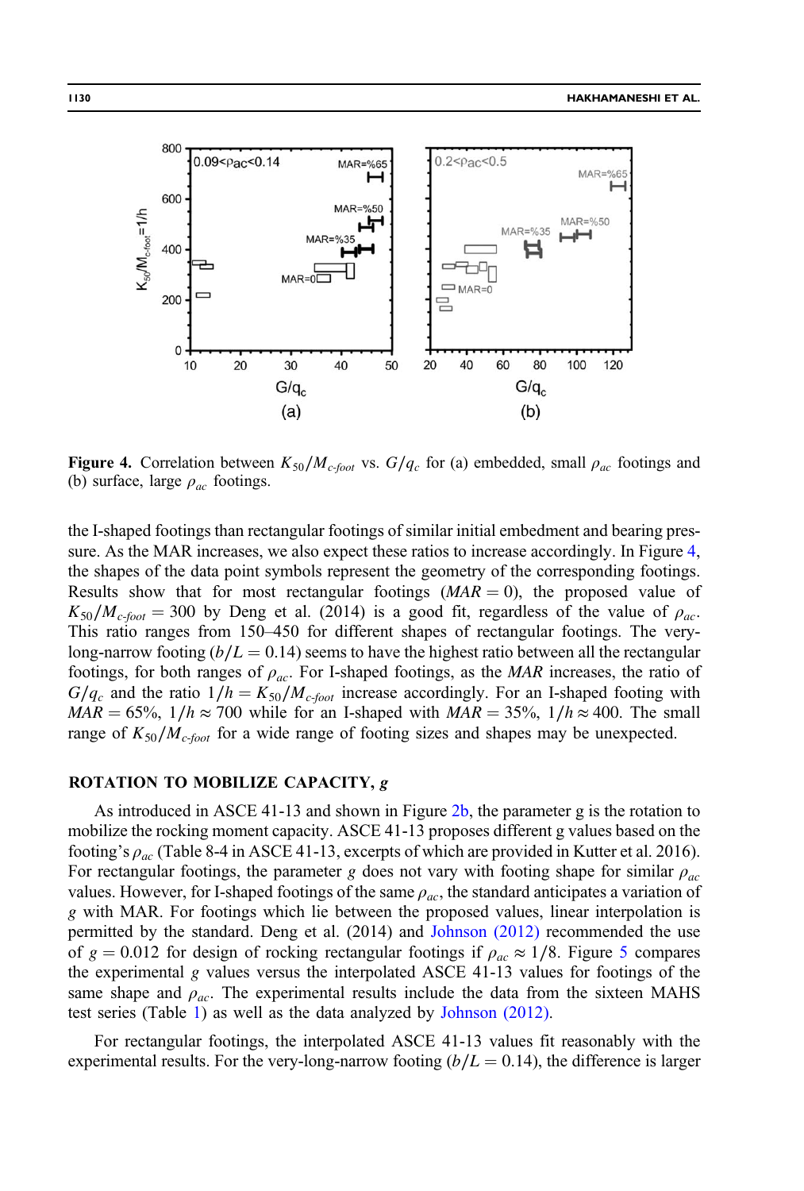**Figure 4.** Correlation between $K_{50}/M_{c\text{-}foot}$ vs. $G/q_c$ for (a) embedded, small $\rho_{ac}$ footings and (b) surface, large $\rho_{ac}$ footings.

the I-shaped footings than rectangular footings of similar initial embedment and bearing pressure. As the MAR increases, we also expect these ratios to increase accordingly. In Figure 4, the shapes of the data point symbols represent the geometry of the corresponding footings. Results show that for most rectangular footings ($MAR = 0$), the proposed value of $K_{50}/M_{c\text{-}foot} = 300$ by Deng et al. (2014) is a good fit, regardless of the value of $\rho_{ac}$. This ratio ranges from 150–450 for different shapes of rectangular footings. The very-long-narrow footing ($b/L = 0.14$) seems to have the highest ratio between all the rectangular footings, for both ranges of $\rho_{ac}$. For I-shaped footings, as the $MAR$ increases, the ratio of $G/q_c$ and the ratio $1/h = K_{50}/M_{c\text{-}foot}$ increase accordingly. For an I-shaped footing with $MAR = 65\%$, $1/h \approx 700$ while for an I-shaped with $MAR = 35\%$, $1/h \approx 400$. The small range of $K_{50}/M_{c\text{-}foot}$ for a wide range of footing sizes and shapes may be unexpected.

## ROTATION TO MOBILIZE CAPACITY, *g*

As introduced in ASCE 41-13 and shown in Figure 2b, the parameter g is the rotation to mobilize the rocking moment capacity. ASCE 41-13 proposes different g values based on the footing's $\rho_{ac}$ (Table 8-4 in ASCE 41-13, excerpts of which are provided in Kutter et al. 2016). For rectangular footings, the parameter $g$ does not vary with footing shape for similar $\rho_{ac}$ values. However, for I-shaped footings of the same $\rho_{ac}$, the standard anticipates a variation of $g$ with MAR. For footings which lie between the proposed values, linear interpolation is permitted by the standard. Deng et al. (2014) and Johnson (2012) recommended the use of $g = 0.012$ for design of rocking rectangular footings if $\rho_{ac} \approx 1/8$. Figure 5 compares the experimental $g$ values versus the interpolated ASCE 41-13 values for footings of the same shape and $\rho_{ac}$. The experimental results include the data from the sixteen MAHS test series (Table 1) as well as the data analyzed by Johnson (2012).

For rectangular footings, the interpolated ASCE 41-13 values fit reasonably with the experimental results. For the very-long-narrow footing ($b/L = 0.14$), the difference is larger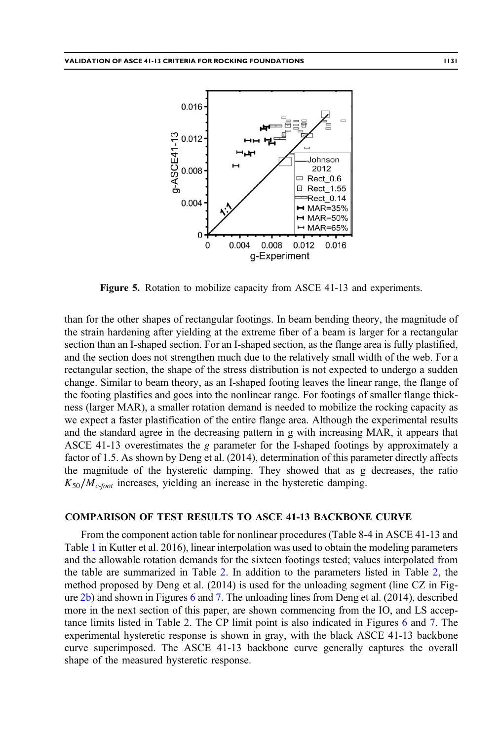**Figure 5.** Rotation to mobilize capacity from ASCE 41-13 and experiments.

than for the other shapes of rectangular footings. In beam bending theory, the magnitude of the strain hardening after yielding at the extreme fiber of a beam is larger for a rectangular section than an I-shaped section. For an I-shaped section, as the flange area is fully plastified, and the section does not strengthen much due to the relatively small width of the web. For a rectangular section, the shape of the stress distribution is not expected to undergo a sudden change. Similar to beam theory, as an I-shaped footing leaves the linear range, the flange of the footing plastifies and goes into the nonlinear range. For footings of smaller flange thickness (larger MAR), a smaller rotation demand is needed to mobilize the rocking capacity as we expect a faster plastification of the entire flange area. Although the experimental results and the standard agree in the decreasing pattern in g with increasing MAR, it appears that ASCE 41-13 overestimates the *g* parameter for the I-shaped footings by approximately a factor of 1.5. As shown by Deng et al. (2014), determination of this parameter directly affects the magnitude of the hysteretic damping. They showed that as g decreases, the ratio $K_{50}/M_{c\text{-}foot}$ increases, yielding an increase in the hysteretic damping.

## COMPARISON OF TEST RESULTS TO ASCE 41-13 BACKBONE CURVE

From the component action table for nonlinear procedures (Table 8-4 in ASCE 41-13 and Table 1 in Kutter et al. 2016), linear interpolation was used to obtain the modeling parameters and the allowable rotation demands for the sixteen footings tested; values interpolated from the table are summarized in Table 2. In addition to the parameters listed in Table 2, the method proposed by Deng et al. (2014) is used for the unloading segment (line CZ in Figure 2b) and shown in Figures 6 and 7. The unloading lines from Deng et al. (2014), described more in the next section of this paper, are shown commencing from the IO, and LS acceptance limits listed in Table 2. The CP limit point is also indicated in Figures 6 and 7. The experimental hysteretic response is shown in gray, with the black ASCE 41-13 backbone curve superimposed. The ASCE 41-13 backbone curve generally captures the overall shape of the measured hysteretic response.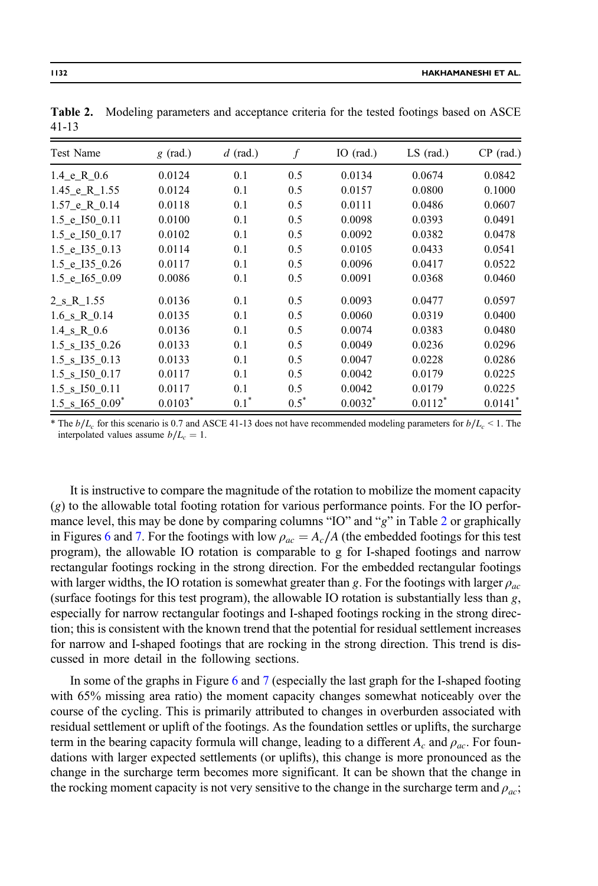**Table 2.** Modeling parameters and acceptance criteria for the tested footings based on ASCE 41-13

| Test Name | $g$ (rad.) | $d$ (rad.) | $f$ | IO (rad.) | LS (rad.) | CP (rad.) |
|---|---|---|---|---|---|---|
| 1.4_e_R_0.6 | 0.0124 | 0.1 | 0.5 | 0.0134 | 0.0674 | 0.0842 |
| 1.45_e_R_1.55 | 0.0124 | 0.1 | 0.5 | 0.0157 | 0.0800 | 0.1000 |
| 1.57_e_R_0.14 | 0.0118 | 0.1 | 0.5 | 0.0111 | 0.0486 | 0.0607 |
| 1.5_e_I50_0.11 | 0.0100 | 0.1 | 0.5 | 0.0098 | 0.0393 | 0.0491 |
| 1.5_e_I50_0.17 | 0.0102 | 0.1 | 0.5 | 0.0092 | 0.0382 | 0.0478 |
| 1.5_e_I35_0.13 | 0.0114 | 0.1 | 0.5 | 0.0105 | 0.0433 | 0.0541 |
| 1.5_e_I35_0.26 | 0.0117 | 0.1 | 0.5 | 0.0096 | 0.0417 | 0.0522 |
| 1.5_e_I65_0.09 | 0.0086 | 0.1 | 0.5 | 0.0091 | 0.0368 | 0.0460 |
| 2_s_R_1.55 | 0.0136 | 0.1 | 0.5 | 0.0093 | 0.0477 | 0.0597 |
| 1.6_s_R_0.14 | 0.0135 | 0.1 | 0.5 | 0.0060 | 0.0319 | 0.0400 |
| 1.4_s_R_0.6 | 0.0136 | 0.1 | 0.5 | 0.0074 | 0.0383 | 0.0480 |
| 1.5_s_I35_0.26 | 0.0133 | 0.1 | 0.5 | 0.0049 | 0.0236 | 0.0296 |
| 1.5_s_I35_0.13 | 0.0133 | 0.1 | 0.5 | 0.0047 | 0.0228 | 0.0286 |
| 1.5_s_I50_0.17 | 0.0117 | 0.1 | 0.5 | 0.0042 | 0.0179 | 0.0225 |
| 1.5_s_I50_0.11 | 0.0117 | 0.1 | 0.5 | 0.0042 | 0.0179 | 0.0225 |
| 1.5_s_I65_0.09* | 0.0103* | 0.1* | 0.5* | 0.0032* | 0.0112* | 0.0141* |

\* The $b/L_c$ for this scenario is 0.7 and ASCE 41-13 does not have recommended modeling parameters for $b/L_c < 1$. The interpolated values assume $b/L_c = 1$.

It is instructive to compare the magnitude of the rotation to mobilize the moment capacity ($g$) to the allowable total footing rotation for various performance points. For the IO performance level, this may be done by comparing columns "IO" and "$g$" in Table 2 or graphically in Figures 6 and 7. For the footings with low $\rho_{ac} = A_c/A$ (the embedded footings for this test program), the allowable IO rotation is comparable to g for I-shaped footings and narrow rectangular footings rocking in the strong direction. For the embedded rectangular footings with larger widths, the IO rotation is somewhat greater than $g$. For the footings with larger $\rho_{ac}$ (surface footings for this test program), the allowable IO rotation is substantially less than $g$, especially for narrow rectangular footings and I-shaped footings rocking in the strong direction; this is consistent with the known trend that the potential for residual settlement increases for narrow and I-shaped footings that are rocking in the strong direction. This trend is discussed in more detail in the following sections.

In some of the graphs in Figure 6 and 7 (especially the last graph for the I-shaped footing with 65% missing area ratio) the moment capacity changes somewhat noticeably over the course of the cycling. This is primarily attributed to changes in overburden associated with residual settlement or uplift of the footings. As the foundation settles or uplifts, the surcharge term in the bearing capacity formula will change, leading to a different $A_c$ and $\rho_{ac}$. For foundations with larger expected settlements (or uplifts), this change is more pronounced as the change in the surcharge term becomes more significant. It can be shown that the change in the rocking moment capacity is not very sensitive to the change in the surcharge term and $\rho_{ac}$;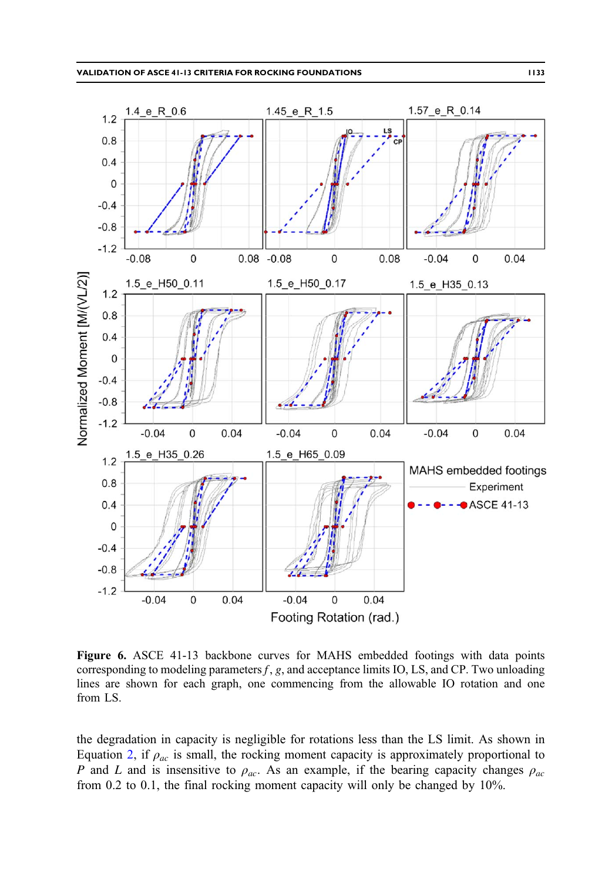**Figure 6.** ASCE 41-13 backbone curves for MAHS embedded footings with data points corresponding to modeling parameters $f$, $g$, and acceptance limits IO, LS, and CP. Two unloading lines are shown for each graph, one commencing from the allowable IO rotation and one from LS.

the degradation in capacity is negligible for rotations less than the LS limit. As shown in Equation 2, if $\rho_{ac}$ is small, the rocking moment capacity is approximately proportional to $P$ and $L$ and is insensitive to $\rho_{ac}$. As an example, if the bearing capacity changes $\rho_{ac}$ from 0.2 to 0.1, the final rocking moment capacity will only be changed by 10%.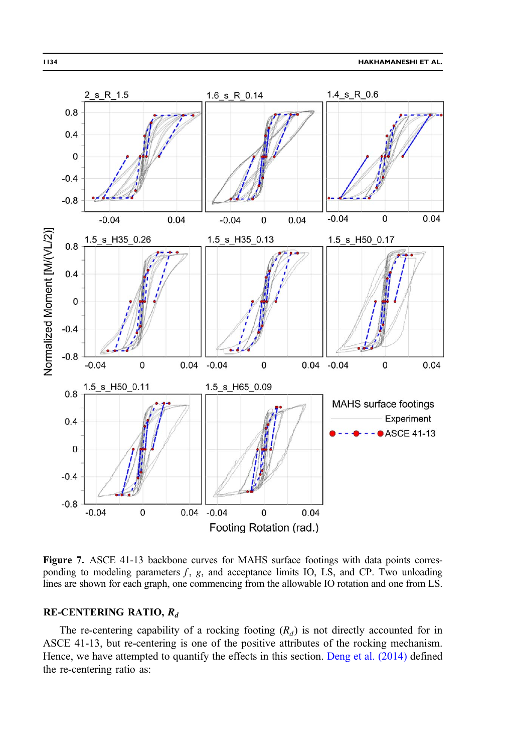**Figure 7.** ASCE 41-13 backbone curves for MAHS surface footings with data points corresponding to modeling parameters $f$, $g$, and acceptance limits IO, LS, and CP. Two unloading lines are shown for each graph, one commencing from the allowable IO rotation and one from LS.

## RE-CENTERING RATIO, $R_d$

The re-centering capability of a rocking footing ($R_d$) is not directly accounted for in ASCE 41-13, but re-centering is one of the positive attributes of the rocking mechanism. Hence, we have attempted to quantify the effects in this section. Deng et al. (2014) defined the re-centering ratio as: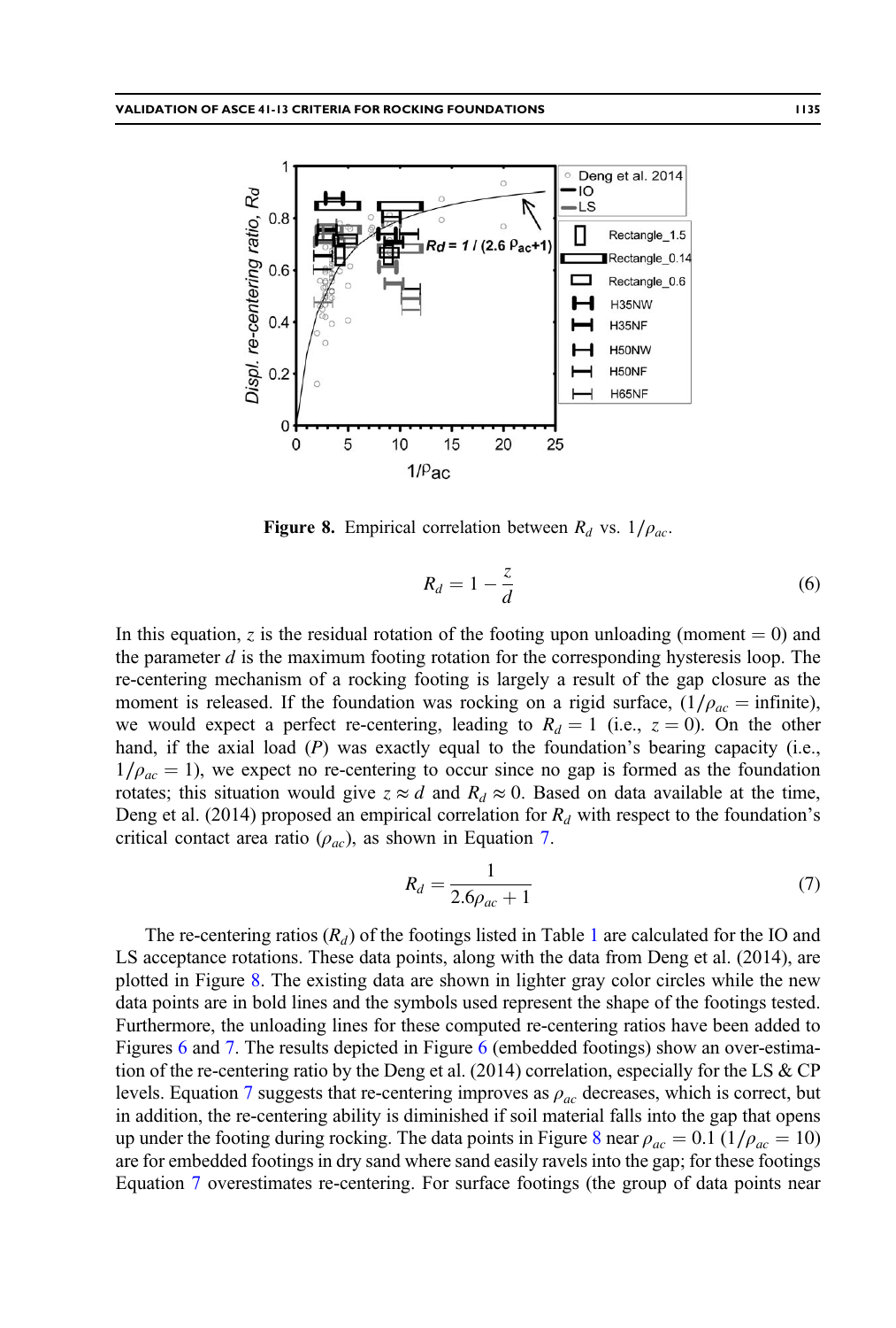Figure 8. Empirical correlation between $R_d$ vs. $1/\rho_{ac}$.

$$R_d = 1 - \frac{z}{d} \tag{6}$$

In this equation, $z$ is the residual rotation of the footing upon unloading (moment = 0) and the parameter $d$ is the maximum footing rotation for the corresponding hysteresis loop. The re-centering mechanism of a rocking footing is largely a result of the gap closure as the moment is released. If the foundation was rocking on a rigid surface, ($1/\rho_{ac}$ = infinite), we would expect a perfect re-centering, leading to $R_d = 1$ (i.e., $z = 0$). On the other hand, if the axial load ($P$) was exactly equal to the foundation's bearing capacity (i.e., $1/\rho_{ac} = 1$), we expect no re-centering to occur since no gap is formed as the foundation rotates; this situation would give $z \approx d$ and $R_d \approx 0$. Based on data available at the time, Deng et al. (2014) proposed an empirical correlation for $R_d$ with respect to the foundation's critical contact area ratio ($\rho_{ac}$), as shown in Equation 7.

$$R_d = \frac{1}{2.6\rho_{ac} + 1} \tag{7}$$

The re-centering ratios ($R_d$) of the footings listed in Table 1 are calculated for the IO and LS acceptance rotations. These data points, along with the data from Deng et al. (2014), are plotted in Figure 8. The existing data are shown in lighter gray color circles while the new data points are in bold lines and the symbols used represent the shape of the footings tested. Furthermore, the unloading lines for these computed re-centering ratios have been added to Figures 6 and 7. The results depicted in Figure 6 (embedded footings) show an over-estimation of the re-centering ratio by the Deng et al. (2014) correlation, especially for the LS & CP levels. Equation 7 suggests that re-centering improves as $\rho_{ac}$ decreases, which is correct, but in addition, the re-centering ability is diminished if soil material falls into the gap that opens up under the footing during rocking. The data points in Figure 8 near $\rho_{ac} = 0.1$ ($1/\rho_{ac} = 10$) are for embedded footings in dry sand where sand easily ravels into the gap; for these footings Equation 7 overestimates re-centering. For surface footings (the group of data points near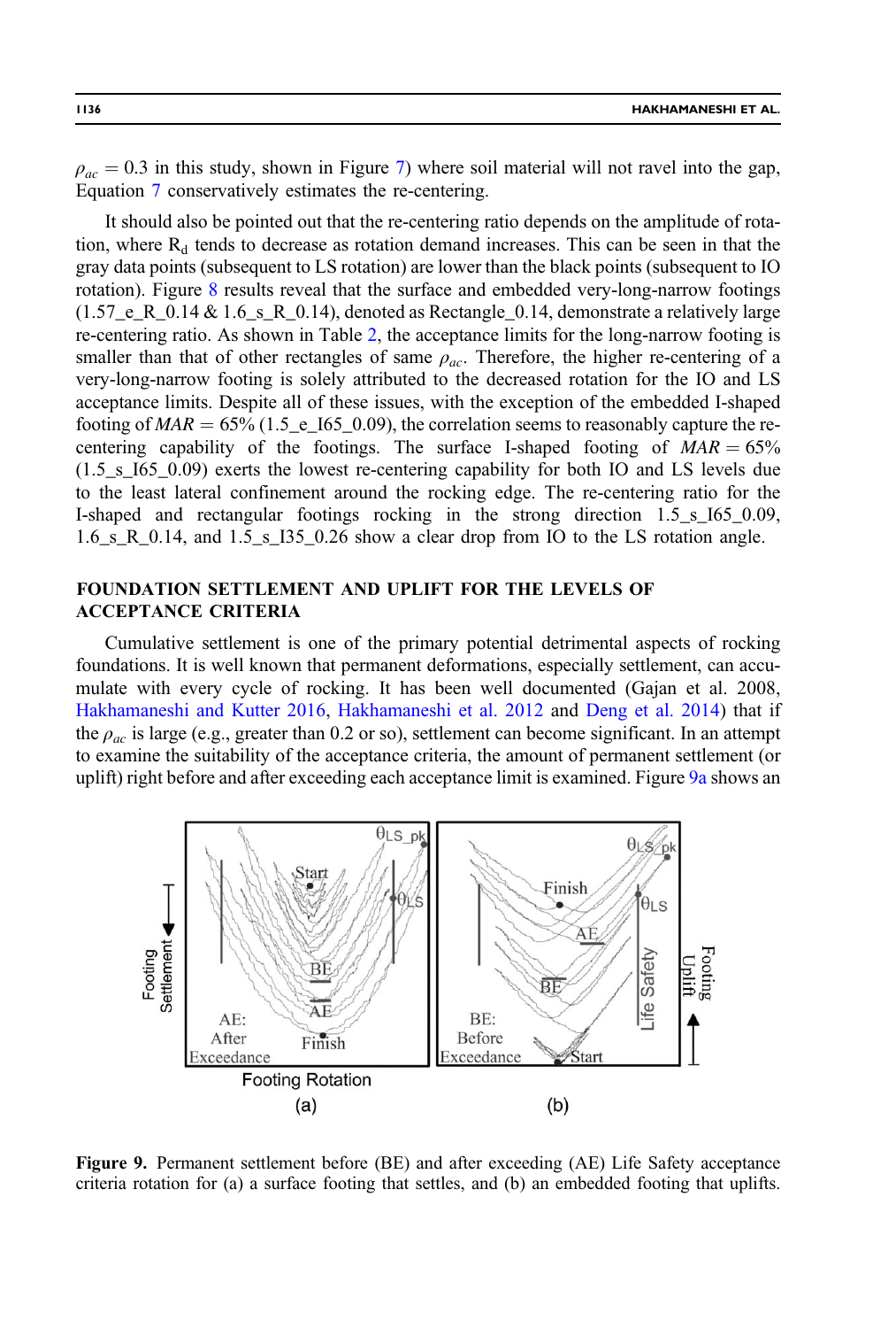$\rho_{ac} = 0.3$ in this study, shown in Figure 7) where soil material will not ravel into the gap, Equation 7 conservatively estimates the re-centering.

It should also be pointed out that the re-centering ratio depends on the amplitude of rotation, where $R_d$ tends to decrease as rotation demand increases. This can be seen in that the gray data points (subsequent to LS rotation) are lower than the black points (subsequent to IO rotation). Figure 8 results reveal that the surface and embedded very-long-narrow footings (1.57_e_R_0.14 & 1.6_s_R_0.14), denoted as Rectangle_0.14, demonstrate a relatively large re-centering ratio. As shown in Table 2, the acceptance limits for the long-narrow footing is smaller than that of other rectangles of same $\rho_{ac}$. Therefore, the higher re-centering of a very-long-narrow footing is solely attributed to the decreased rotation for the IO and LS acceptance limits. Despite all of these issues, with the exception of the embedded I-shaped footing of $MAR = 65\%$ (1.5_e_I65_0.09), the correlation seems to reasonably capture the re-centering capability of the footings. The surface I-shaped footing of $MAR = 65\%$ (1.5_s_I65_0.09) exerts the lowest re-centering capability for both IO and LS levels due to the least lateral confinement around the rocking edge. The re-centering ratio for the I-shaped and rectangular footings rocking in the strong direction 1.5_s_I65_0.09, 1.6_s_R_0.14, and 1.5_s_I35_0.26 show a clear drop from IO to the LS rotation angle.

## FOUNDATION SETTLEMENT AND UPLIFT FOR THE LEVELS OF ACCEPTANCE CRITERIA

Cumulative settlement is one of the primary potential detrimental aspects of rocking foundations. It is well known that permanent deformations, especially settlement, can accumulate with every cycle of rocking. It has been well documented (Gajan et al. 2008, Hakhamaneshi and Kutter 2016, Hakhamaneshi et al. 2012 and Deng et al. 2014) that if the $\rho_{ac}$ is large (e.g., greater than 0.2 or so), settlement can become significant. In an attempt to examine the suitability of the acceptance criteria, the amount of permanent settlement (or uplift) right before and after exceeding each acceptance limit is examined. Figure 9a shows an

**Figure 9.** Permanent settlement before (BE) and after exceeding (AE) Life Safety acceptance criteria rotation for (a) a surface footing that settles, and (b) an embedded footing that uplifts.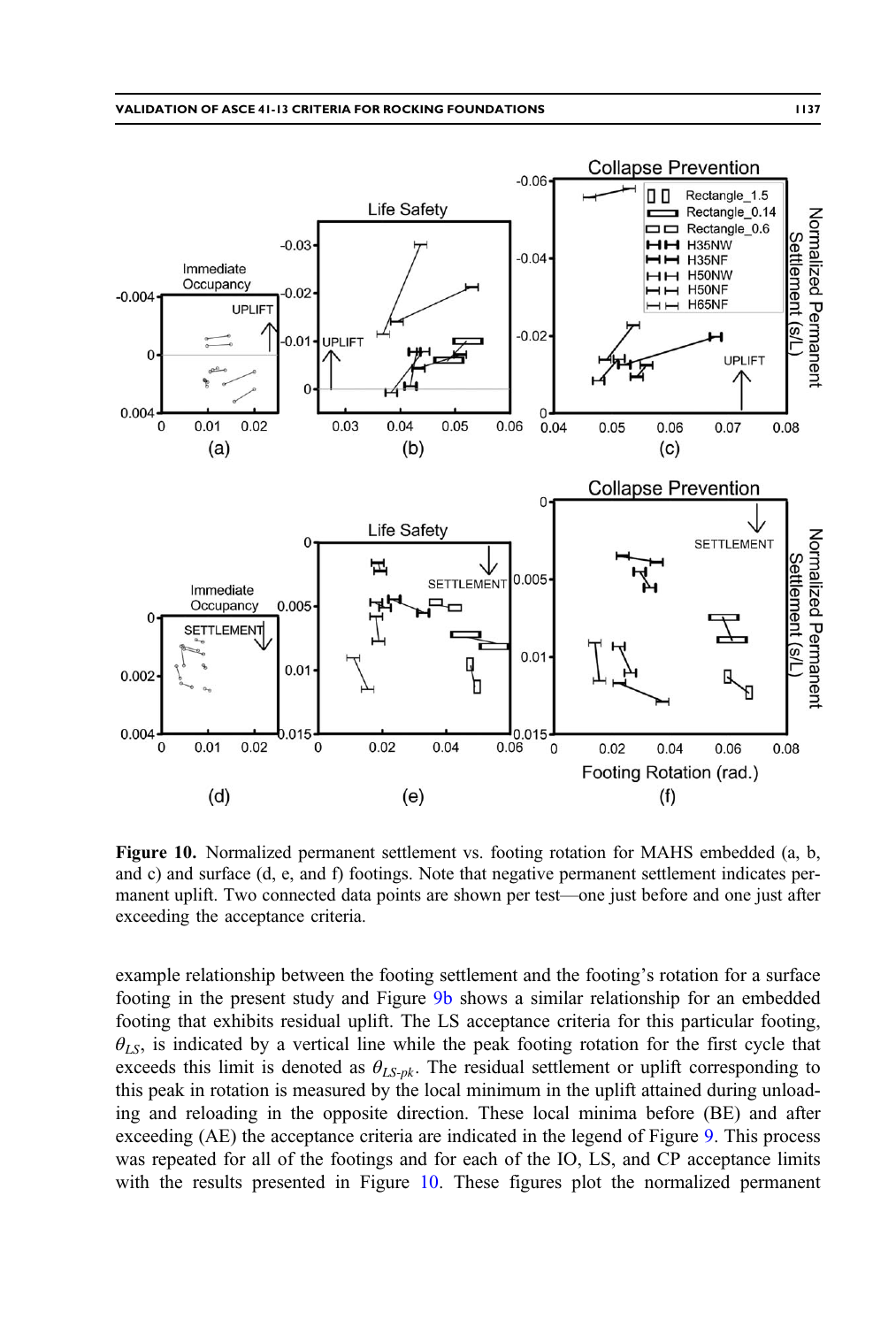**Figure 10.** Normalized permanent settlement vs. footing rotation for MAHS embedded (a, b, and c) and surface (d, e, and f) footings. Note that negative permanent settlement indicates permanent uplift. Two connected data points are shown per test—one just before and one just after exceeding the acceptance criteria.

example relationship between the footing settlement and the footing's rotation for a surface footing in the present study and Figure 9b shows a similar relationship for an embedded footing that exhibits residual uplift. The LS acceptance criteria for this particular footing, $\theta_{LS}$, is indicated by a vertical line while the peak footing rotation for the first cycle that exceeds this limit is denoted as $\theta_{LS\text{-}pk}$. The residual settlement or uplift corresponding to this peak in rotation is measured by the local minimum in the uplift attained during unloading and reloading in the opposite direction. These local minima before (BE) and after exceeding (AE) the acceptance criteria are indicated in the legend of Figure 9. This process was repeated for all of the footings and for each of the IO, LS, and CP acceptance limits with the results presented in Figure 10. These figures plot the normalized permanent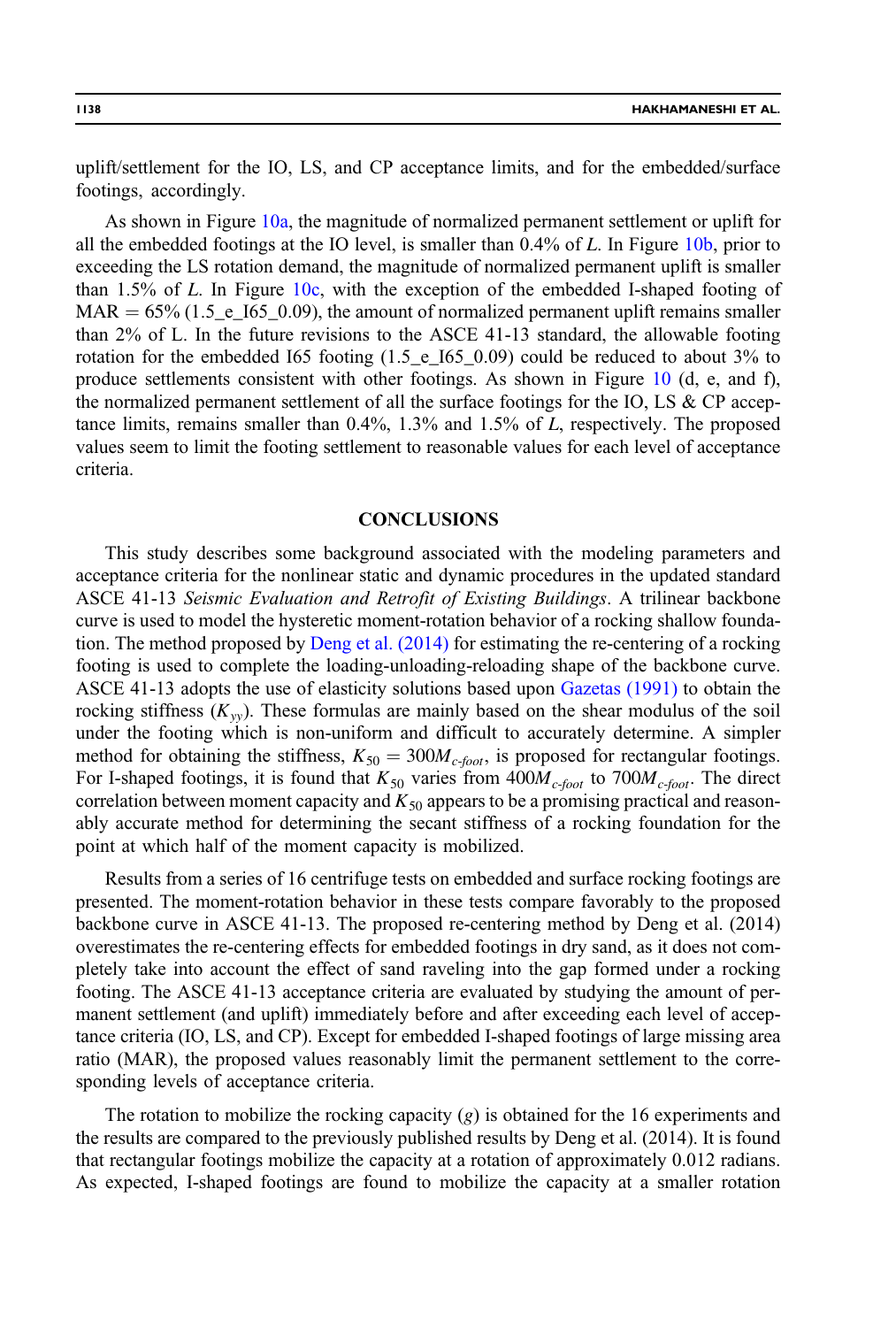uplift/settlement for the IO, LS, and CP acceptance limits, and for the embedded/surface footings, accordingly.

As shown in Figure 10a, the magnitude of normalized permanent settlement or uplift for all the embedded footings at the IO level, is smaller than 0.4% of $L$. In Figure 10b, prior to exceeding the LS rotation demand, the magnitude of normalized permanent uplift is smaller than 1.5% of $L$. In Figure 10c, with the exception of the embedded I-shaped footing of MAR = 65% (1.5_e_I65_0.09), the amount of normalized permanent uplift remains smaller than 2% of L. In the future revisions to the ASCE 41-13 standard, the allowable footing rotation for the embedded I65 footing (1.5_e_I65_0.09) could be reduced to about 3% to produce settlements consistent with other footings. As shown in Figure 10 (d, e, and f), the normalized permanent settlement of all the surface footings for the IO, LS & CP acceptance limits, remains smaller than 0.4%, 1.3% and 1.5% of $L$, respectively. The proposed values seem to limit the footing settlement to reasonable values for each level of acceptance criteria.

## CONCLUSIONS

This study describes some background associated with the modeling parameters and acceptance criteria for the nonlinear static and dynamic procedures in the updated standard ASCE 41-13 *Seismic Evaluation and Retrofit of Existing Buildings*. A trilinear backbone curve is used to model the hysteretic moment-rotation behavior of a rocking shallow foundation. The method proposed by Deng et al. (2014) for estimating the re-centering of a rocking footing is used to complete the loading-unloading-reloading shape of the backbone curve. ASCE 41-13 adopts the use of elasticity solutions based upon Gazetas (1991) to obtain the rocking stiffness ($K_{yy}$). These formulas are mainly based on the shear modulus of the soil under the footing which is non-uniform and difficult to accurately determine. A simpler method for obtaining the stiffness, $K_{50} = 300M_{c\text{-}foot}$, is proposed for rectangular footings. For I-shaped footings, it is found that $K_{50}$ varies from $400M_{c\text{-}foot}$ to $700M_{c\text{-}foot}$. The direct correlation between moment capacity and $K_{50}$ appears to be a promising practical and reasonably accurate method for determining the secant stiffness of a rocking foundation for the point at which half of the moment capacity is mobilized.

Results from a series of 16 centrifuge tests on embedded and surface rocking footings are presented. The moment-rotation behavior in these tests compare favorably to the proposed backbone curve in ASCE 41-13. The proposed re-centering method by Deng et al. (2014) overestimates the re-centering effects for embedded footings in dry sand, as it does not completely take into account the effect of sand raveling into the gap formed under a rocking footing. The ASCE 41-13 acceptance criteria are evaluated by studying the amount of permanent settlement (and uplift) immediately before and after exceeding each level of acceptance criteria (IO, LS, and CP). Except for embedded I-shaped footings of large missing area ratio (MAR), the proposed values reasonably limit the permanent settlement to the corresponding levels of acceptance criteria.

The rotation to mobilize the rocking capacity ($g$) is obtained for the 16 experiments and the results are compared to the previously published results by Deng et al. (2014). It is found that rectangular footings mobilize the capacity at a rotation of approximately 0.012 radians. As expected, I-shaped footings are found to mobilize the capacity at a smaller rotation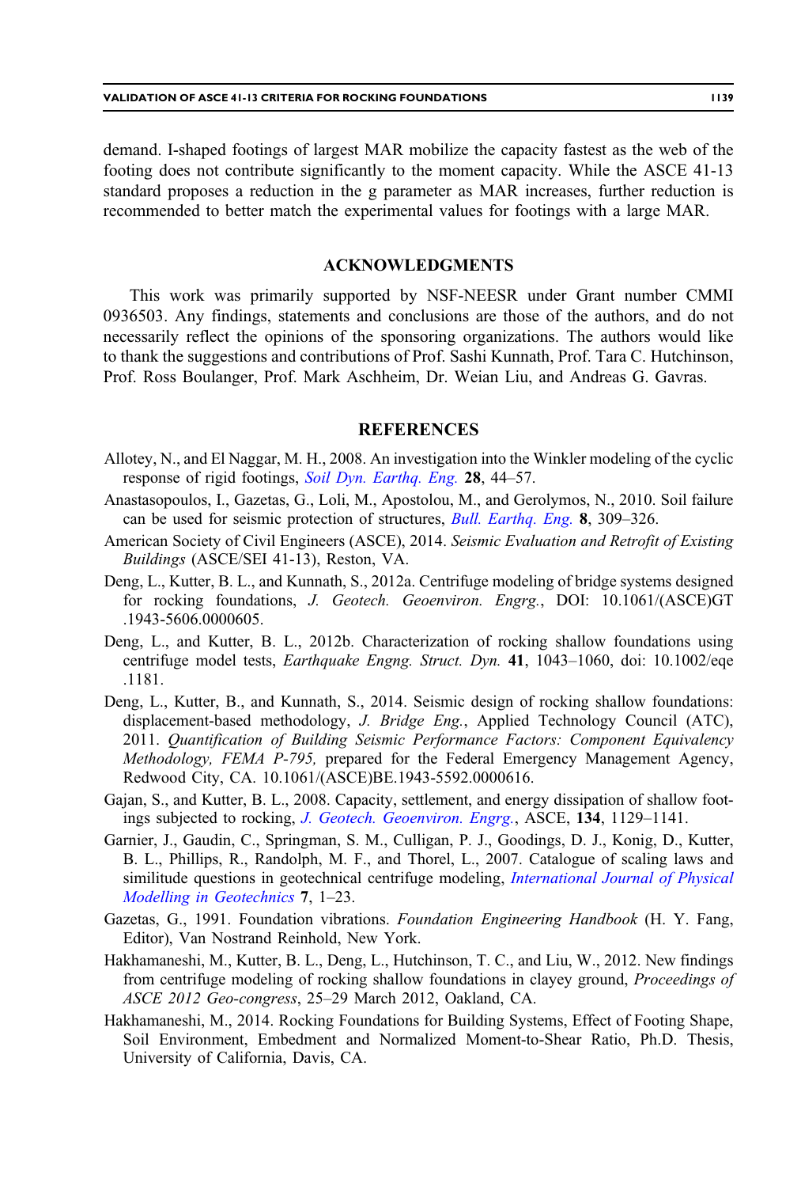demand. I-shaped footings of largest MAR mobilize the capacity fastest as the web of the footing does not contribute significantly to the moment capacity. While the ASCE 41-13 standard proposes a reduction in the g parameter as MAR increases, further reduction is recommended to better match the experimental values for footings with a large MAR.

## ACKNOWLEDGMENTS

This work was primarily supported by NSF-NEESR under Grant number CMMI 0936503. Any findings, statements and conclusions are those of the authors, and do not necessarily reflect the opinions of the sponsoring organizations. The authors would like to thank the suggestions and contributions of Prof. Sashi Kunnath, Prof. Tara C. Hutchinson, Prof. Ross Boulanger, Prof. Mark Aschheim, Dr. Weian Liu, and Andreas G. Gavras.

## REFERENCES

Allotey, N., and El Naggar, M. H., 2008. An investigation into the Winkler modeling of the cyclic response of rigid footings, *Soil Dyn. Earthq. Eng.* **28**, 44–57.

Anastasopoulos, I., Gazetas, G., Loli, M., Apostolou, M., and Gerolymos, N., 2010. Soil failure can be used for seismic protection of structures, *Bull. Earthq. Eng.* **8**, 309–326.

American Society of Civil Engineers (ASCE), 2014. *Seismic Evaluation and Retrofit of Existing Buildings* (ASCE/SEI 41-13), Reston, VA.

Deng, L., Kutter, B. L., and Kunnath, S., 2012a. Centrifuge modeling of bridge systems designed for rocking foundations, *J. Geotech. Geoenviron. Engrg.*, DOI: 10.1061/(ASCE)GT.1943-5606.0000605.

Deng, L., and Kutter, B. L., 2012b. Characterization of rocking shallow foundations using centrifuge model tests, *Earthquake Engng. Struct. Dyn.* **41**, 1043–1060, doi: 10.1002/eqe.1181.

Deng, L., Kutter, B., and Kunnath, S., 2014. Seismic design of rocking shallow foundations: displacement-based methodology, *J. Bridge Eng.*, Applied Technology Council (ATC), 2011. *Quantification of Building Seismic Performance Factors: Component Equivalency Methodology, FEMA P-795,* prepared for the Federal Emergency Management Agency, Redwood City, CA. 10.1061/(ASCE)BE.1943-5592.0000616.

Gajan, S., and Kutter, B. L., 2008. Capacity, settlement, and energy dissipation of shallow footings subjected to rocking, *J. Geotech. Geoenviron. Engrg.*, ASCE, **134**, 1129–1141.

Garnier, J., Gaudin, C., Springman, S. M., Culligan, P. J., Goodings, D. J., Konig, D., Kutter, B. L., Phillips, R., Randolph, M. F., and Thorel, L., 2007. Catalogue of scaling laws and similitude questions in geotechnical centrifuge modeling, *International Journal of Physical Modelling in Geotechnics* **7**, 1–23.

Gazetas, G., 1991. Foundation vibrations. *Foundation Engineering Handbook* (H. Y. Fang, Editor), Van Nostrand Reinhold, New York.

Hakhamaneshi, M., Kutter, B. L., Deng, L., Hutchinson, T. C., and Liu, W., 2012. New findings from centrifuge modeling of rocking shallow foundations in clayey ground, *Proceedings of ASCE 2012 Geo-congress*, 25–29 March 2012, Oakland, CA.

Hakhamaneshi, M., 2014. Rocking Foundations for Building Systems, Effect of Footing Shape, Soil Environment, Embedment and Normalized Moment-to-Shear Ratio, Ph.D. Thesis, University of California, Davis, CA.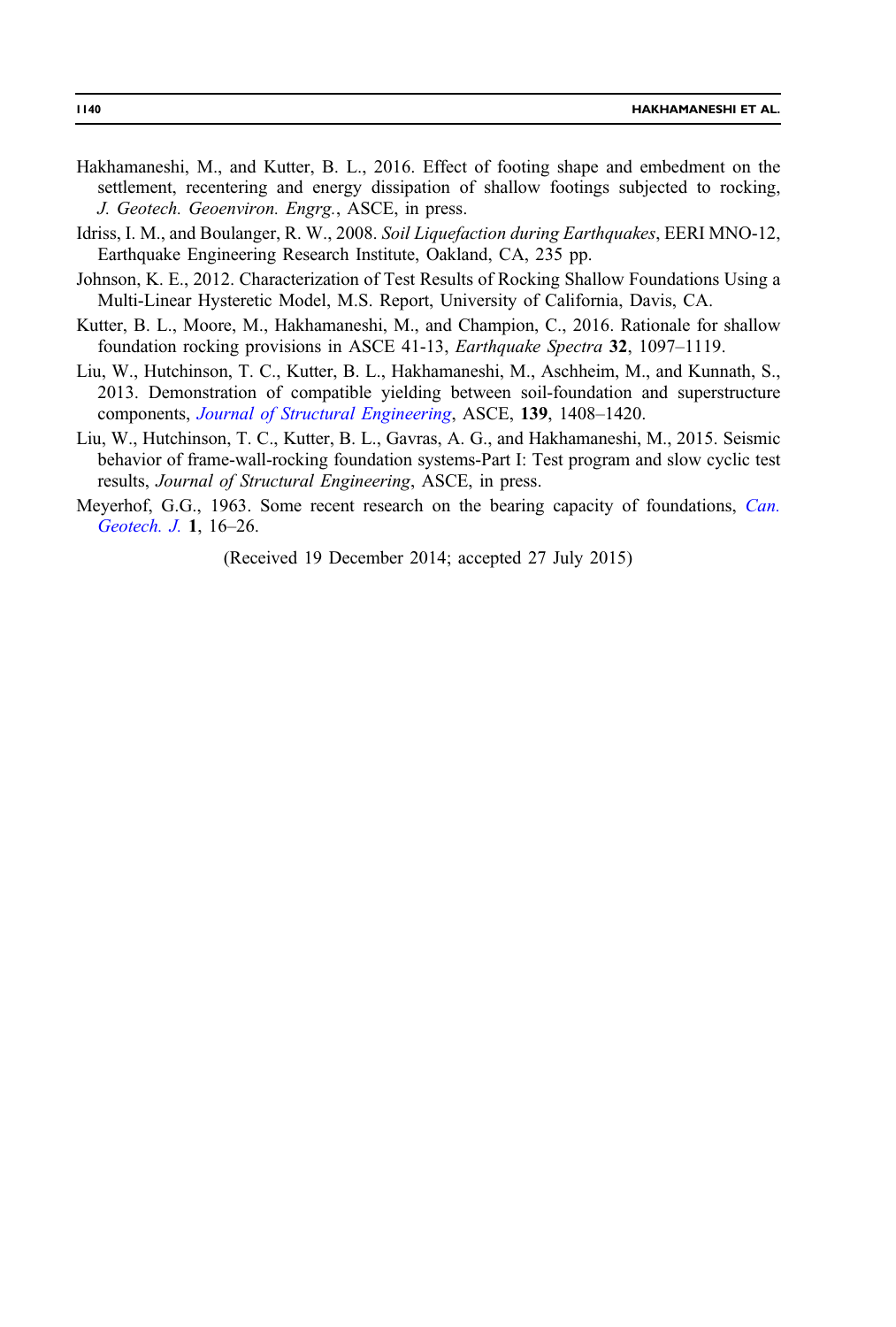Hakhamaneshi, M., and Kutter, B. L., 2016. Effect of footing shape and embedment on the settlement, recentering and energy dissipation of shallow footings subjected to rocking, *J. Geotech. Geoenviron. Engrg.*, ASCE, in press.

Idriss, I. M., and Boulanger, R. W., 2008. *Soil Liquefaction during Earthquakes*, EERI MNO-12, Earthquake Engineering Research Institute, Oakland, CA, 235 pp.

Johnson, K. E., 2012. Characterization of Test Results of Rocking Shallow Foundations Using a Multi-Linear Hysteretic Model, M.S. Report, University of California, Davis, CA.

Kutter, B. L., Moore, M., Hakhamaneshi, M., and Champion, C., 2016. Rationale for shallow foundation rocking provisions in ASCE 41-13, *Earthquake Spectra* **32**, 1097–1119.

Liu, W., Hutchinson, T. C., Kutter, B. L., Hakhamaneshi, M., Aschheim, M., and Kunnath, S., 2013. Demonstration of compatible yielding between soil-foundation and superstructure components, *Journal of Structural Engineering*, ASCE, **139**, 1408–1420.

Liu, W., Hutchinson, T. C., Kutter, B. L., Gavras, A. G., and Hakhamaneshi, M., 2015. Seismic behavior of frame-wall-rocking foundation systems-Part I: Test program and slow cyclic test results, *Journal of Structural Engineering*, ASCE, in press.

Meyerhof, G.G., 1963. Some recent research on the bearing capacity of foundations, *Can. Geotech. J.* **1**, 16–26.

(Received 19 December 2014; accepted 27 July 2015)